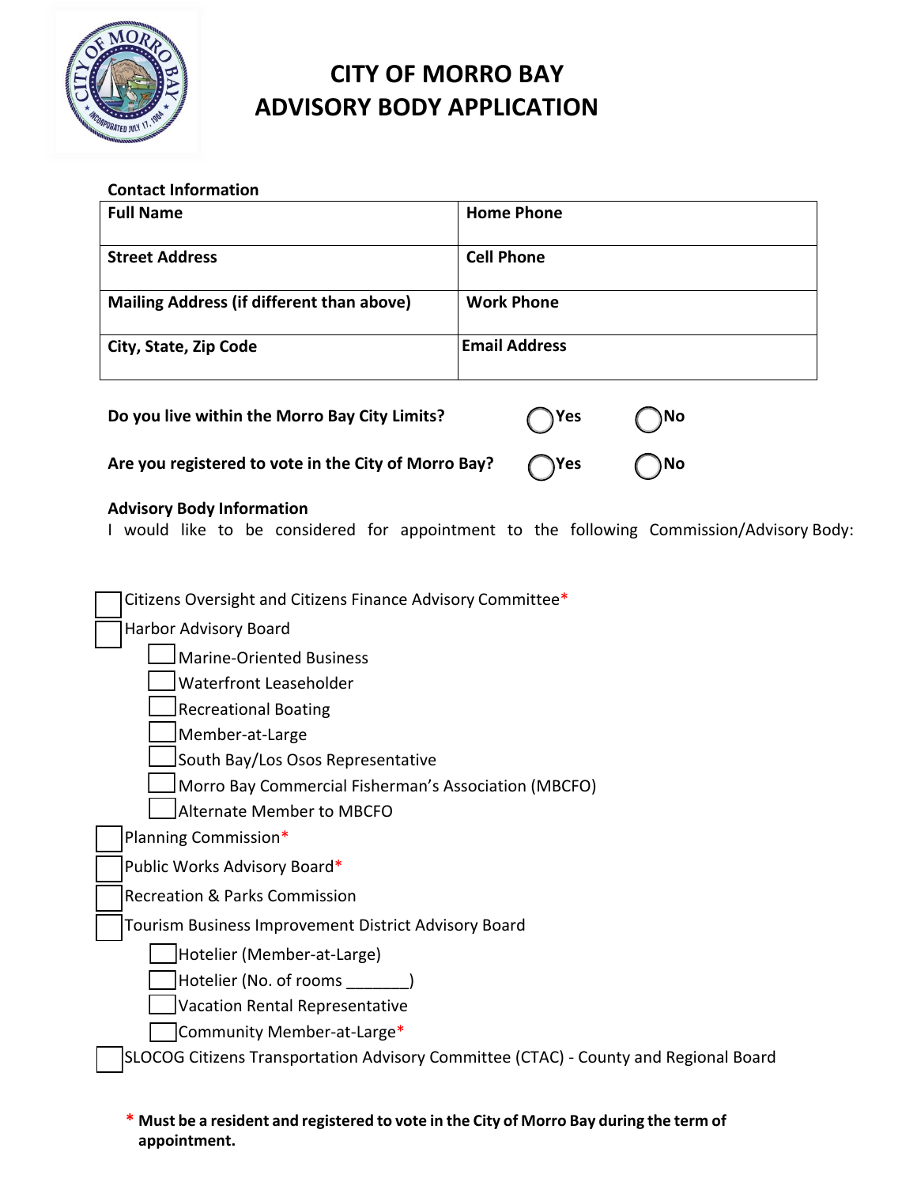# CITY OF MORRO BAY
# ADVISORY BODY APPLICATION

**Contact Information**

| **Full Name** | **Home Phone** |
|---|---|
| **Street Address** | **Cell Phone** |
| **Mailing Address (if different than above)** | **Work Phone** |
| **City, State, Zip Code** | **Email Address** |

**Do you live within the Morro Bay City Limits?** ◯ Yes ◯ No

**Are you registered to vote in the City of Morro Bay?** ◯ Yes ◯ No

**Advisory Body Information**

I would like to be considered for appointment to the following Commission/Advisory Body:

- [ ] Citizens Oversight and Citizens Finance Advisory Committee*
- [ ] Harbor Advisory Board
  - [ ] Marine-Oriented Business
  - [ ] Waterfront Leaseholder
  - [ ] Recreational Boating
  - [ ] Member-at-Large
  - [ ] South Bay/Los Osos Representative
  - [ ] Morro Bay Commercial Fisherman's Association (MBCFO)
  - [ ] Alternate Member to MBCFO
- [ ] Planning Commission*
- [ ] Public Works Advisory Board*
- [ ] Recreation & Parks Commission
- [ ] Tourism Business Improvement District Advisory Board
  - [ ] Hotelier (Member-at-Large)
  - [ ] Hotelier (No. of rooms _______)
  - [ ] Vacation Rental Representative
  - [ ] Community Member-at-Large*
- [ ] SLOCOG Citizens Transportation Advisory Committee (CTAC) - County and Regional Board

**\* Must be a resident and registered to vote in the City of Morro Bay during the term of appointment.**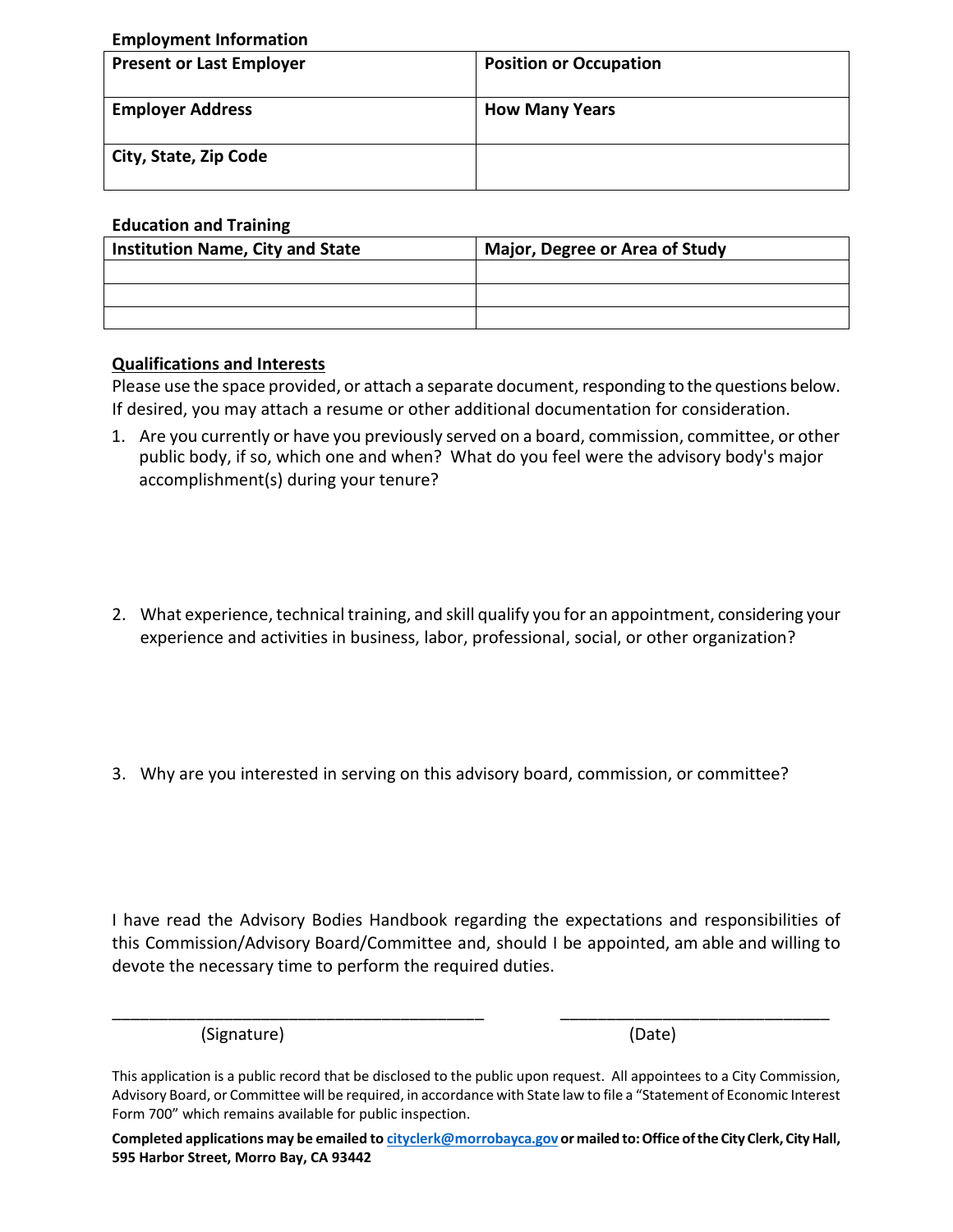**Employment Information**

| | |
|---|---|
| **Present or Last Employer** | **Position or Occupation** |
| **Employer Address** | **How Many Years** |
| **City, State, Zip Code** | |

**Education and Training**

| **Institution Name, City and State** | **Major, Degree or Area of Study** |
|---|---|
| | |
| | |
| | |

**Qualifications and Interests**

Please use the space provided, or attach a separate document, responding to the questions below. If desired, you may attach a resume or other additional documentation for consideration.

1. Are you currently or have you previously served on a board, commission, committee, or other public body, if so, which one and when? What do you feel were the advisory body's major accomplishment(s) during your tenure?

2. What experience, technical training, and skill qualify you for an appointment, considering your experience and activities in business, labor, professional, social, or other organization?

3. Why are you interested in serving on this advisory board, commission, or committee?

I have read the Advisory Bodies Handbook regarding the expectations and responsibilities of this Commission/Advisory Board/Committee and, should I be appointed, am able and willing to devote the necessary time to perform the required duties.

_________________________________________ (Signature)

______________________________ (Date)

This application is a public record that be disclosed to the public upon request. All appointees to a City Commission, Advisory Board, or Committee will be required, in accordance with State law to file a "Statement of Economic Interest Form 700" which remains available for public inspection.

**Completed applications may be emailed to cityclerk@morrobayca.gov or mailed to: Office of the City Clerk, City Hall, 595 Harbor Street, Morro Bay, CA 93442**